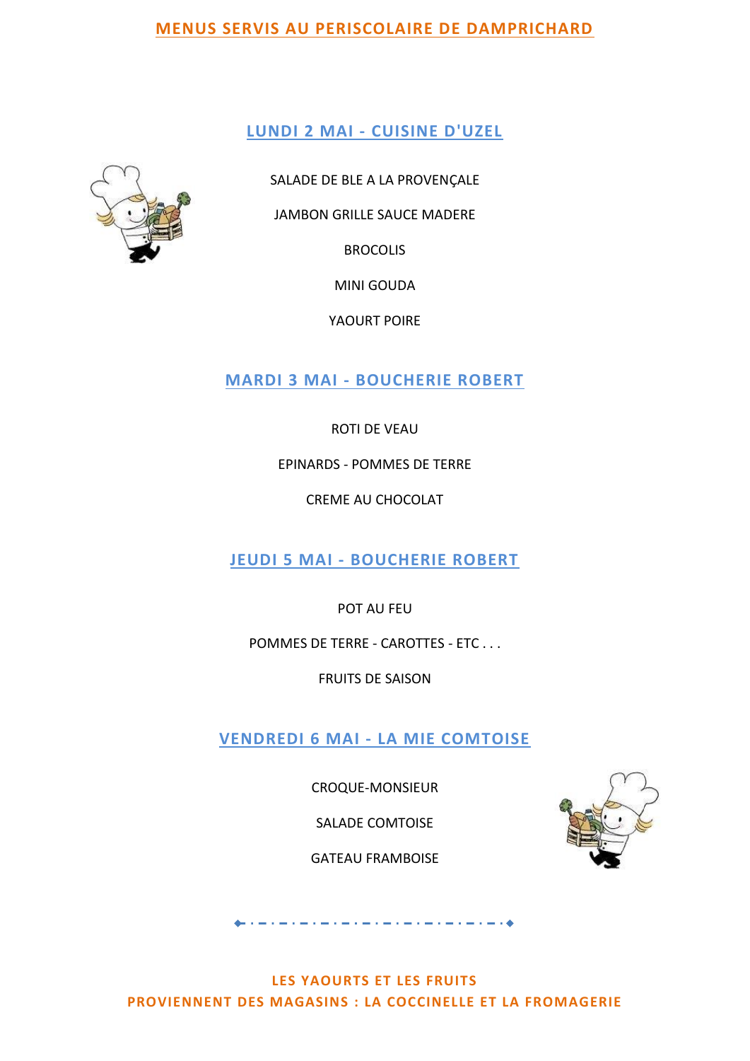# MENUS SERVIS AU PERISCOLAIRE DE DAMPRICHARD

## LUNDI 2 MAI - CUISINE D'UZEL

SALADE DE BLE A LA PROVENÇALE

JAMBON GRILLE SAUCE MADERE

BROCOLIS

MINI GOUDA

YAOURT POIRE

## MARDI 3 MAI - BOUCHERIE ROBERT

ROTI DE VEAU

EPINARDS - POMMES DE TERRE

CREME AU CHOCOLAT

## JEUDI 5 MAI - BOUCHERIE ROBERT

POT AU FEU

POMMES DE TERRE - CAROTTES - ETC . . .

FRUITS DE SAISON

## VENDREDI 6 MAI - LA MIE COMTOISE

CROQUE-MONSIEUR

SALADE COMTOISE

GATEAU FRAMBOISE

---

**LES YAOURTS ET LES FRUITS**
**PROVIENNENT DES MAGASINS : LA COCCINELLE ET LA FROMAGERIE**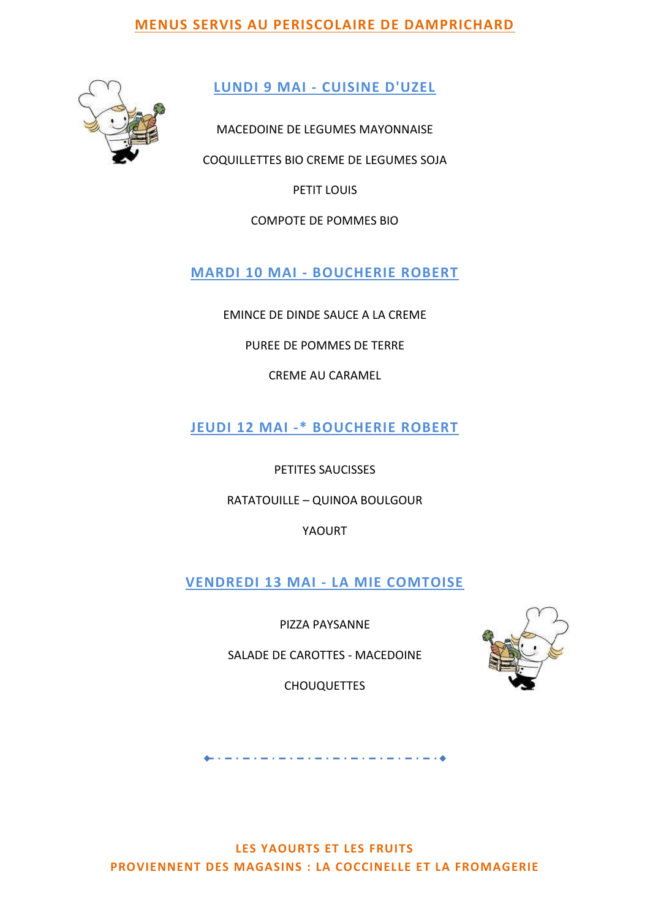# MENUS SERVIS AU PERISCOLAIRE DE DAMPRICHARD

## LUNDI 9 MAI - CUISINE D'UZEL

MACEDOINE DE LEGUMES MAYONNAISE

COQUILLETTES BIO CREME DE LEGUMES SOJA

PETIT LOUIS

COMPOTE DE POMMES BIO

## MARDI 10 MAI - BOUCHERIE ROBERT

EMINCE DE DINDE SAUCE A LA CREME

PUREE DE POMMES DE TERRE

CREME AU CARAMEL

## JEUDI 12 MAI -* BOUCHERIE ROBERT

PETITES SAUCISSES

RATATOUILLE – QUINOA BOULGOUR

YAOURT

## VENDREDI 13 MAI - LA MIE COMTOISE

PIZZA PAYSANNE

SALADE DE CAROTTES - MACEDOINE

CHOUQUETTES

---

**LES YAOURTS ET LES FRUITS**
**PROVIENNENT DES MAGASINS : LA COCCINELLE ET LA FROMAGERIE**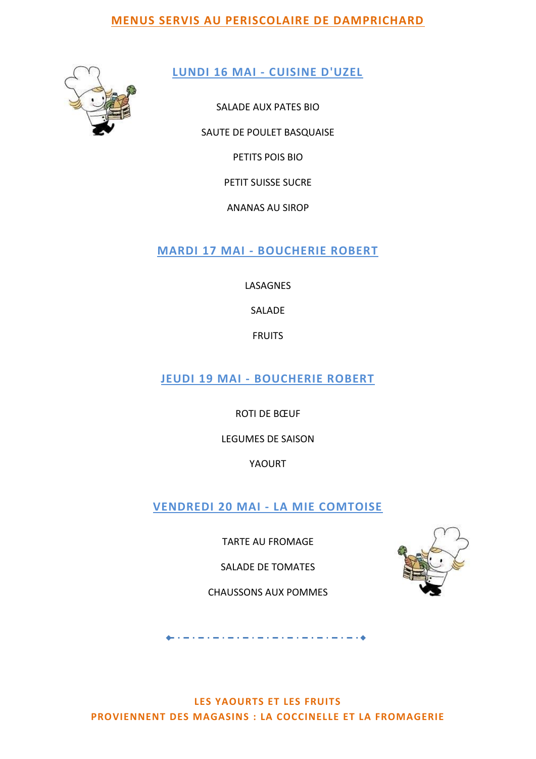# MENUS SERVIS AU PERISCOLAIRE DE DAMPRICHARD

## LUNDI 16 MAI - CUISINE D'UZEL

SALADE AUX PATES BIO

SAUTE DE POULET BASQUAISE

PETITS POIS BIO

PETIT SUISSE SUCRE

ANANAS AU SIROP

## MARDI 17 MAI - BOUCHERIE ROBERT

LASAGNES

SALADE

FRUITS

## JEUDI 19 MAI - BOUCHERIE ROBERT

ROTI DE BŒUF

LEGUMES DE SAISON

YAOURT

## VENDREDI 20 MAI - LA MIE COMTOISE

TARTE AU FROMAGE

SALADE DE TOMATES

CHAUSSONS AUX POMMES

---

**LES YAOURTS ET LES FRUITS**
**PROVIENNENT DES MAGASINS : LA COCCINELLE ET LA FROMAGERIE**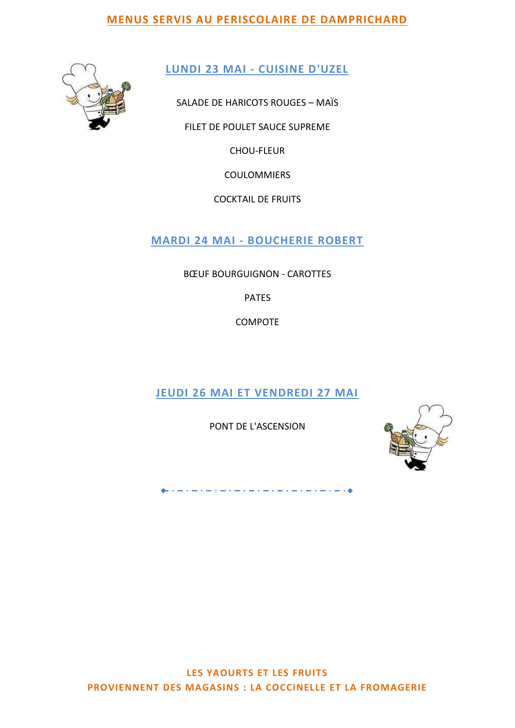# MENUS SERVIS AU PERISCOLAIRE DE DAMPRICHARD

## LUNDI 23 MAI - CUISINE D'UZEL

SALADE DE HARICOTS ROUGES – MAÏS

FILET DE POULET SAUCE SUPREME

CHOU-FLEUR

COULOMMIERS

COCKTAIL DE FRUITS

## MARDI 24 MAI - BOUCHERIE ROBERT

BŒUF BOURGUIGNON - CAROTTES

PATES

COMPOTE

## JEUDI 26 MAI ET VENDREDI 27 MAI

PONT DE L'ASCENSION

**LES YAOURTS ET LES FRUITS**
**PROVIENNENT DES MAGASINS : LA COCCINELLE ET LA FROMAGERIE**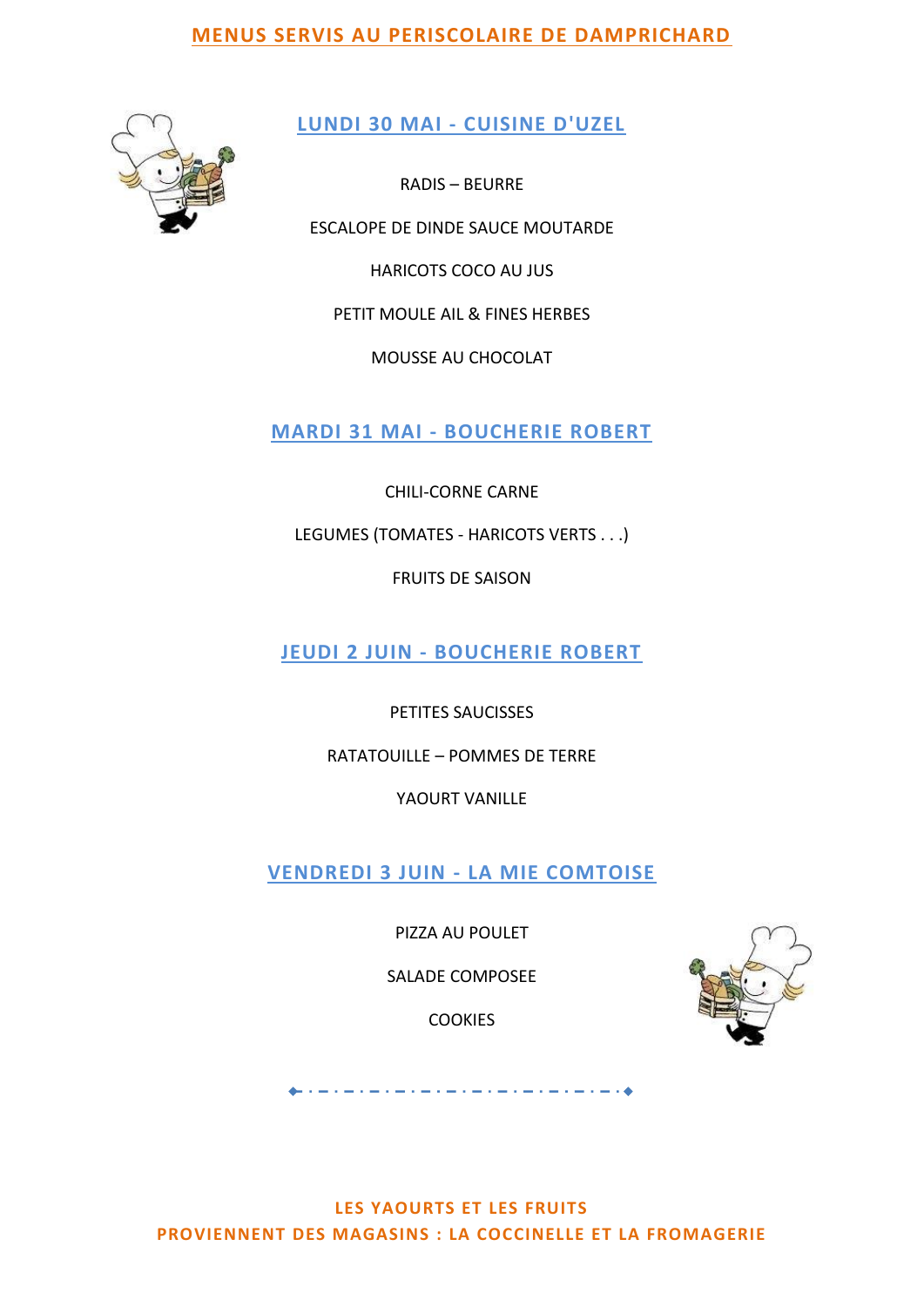# MENUS SERVIS AU PERISCOLAIRE DE DAMPRICHARD

## LUNDI 30 MAI - CUISINE D'UZEL

RADIS – BEURRE

ESCALOPE DE DINDE SAUCE MOUTARDE

HARICOTS COCO AU JUS

PETIT MOULE AIL & FINES HERBES

MOUSSE AU CHOCOLAT

## MARDI 31 MAI - BOUCHERIE ROBERT

CHILI-CORNE CARNE

LEGUMES (TOMATES - HARICOTS VERTS . . .)

FRUITS DE SAISON

## JEUDI 2 JUIN - BOUCHERIE ROBERT

PETITES SAUCISSES

RATATOUILLE – POMMES DE TERRE

YAOURT VANILLE

## VENDREDI 3 JUIN - LA MIE COMTOISE

PIZZA AU POULET

SALADE COMPOSEE

COOKIES

**LES YAOURTS ET LES FRUITS**
**PROVIENNENT DES MAGASINS : LA COCCINELLE ET LA FROMAGERIE**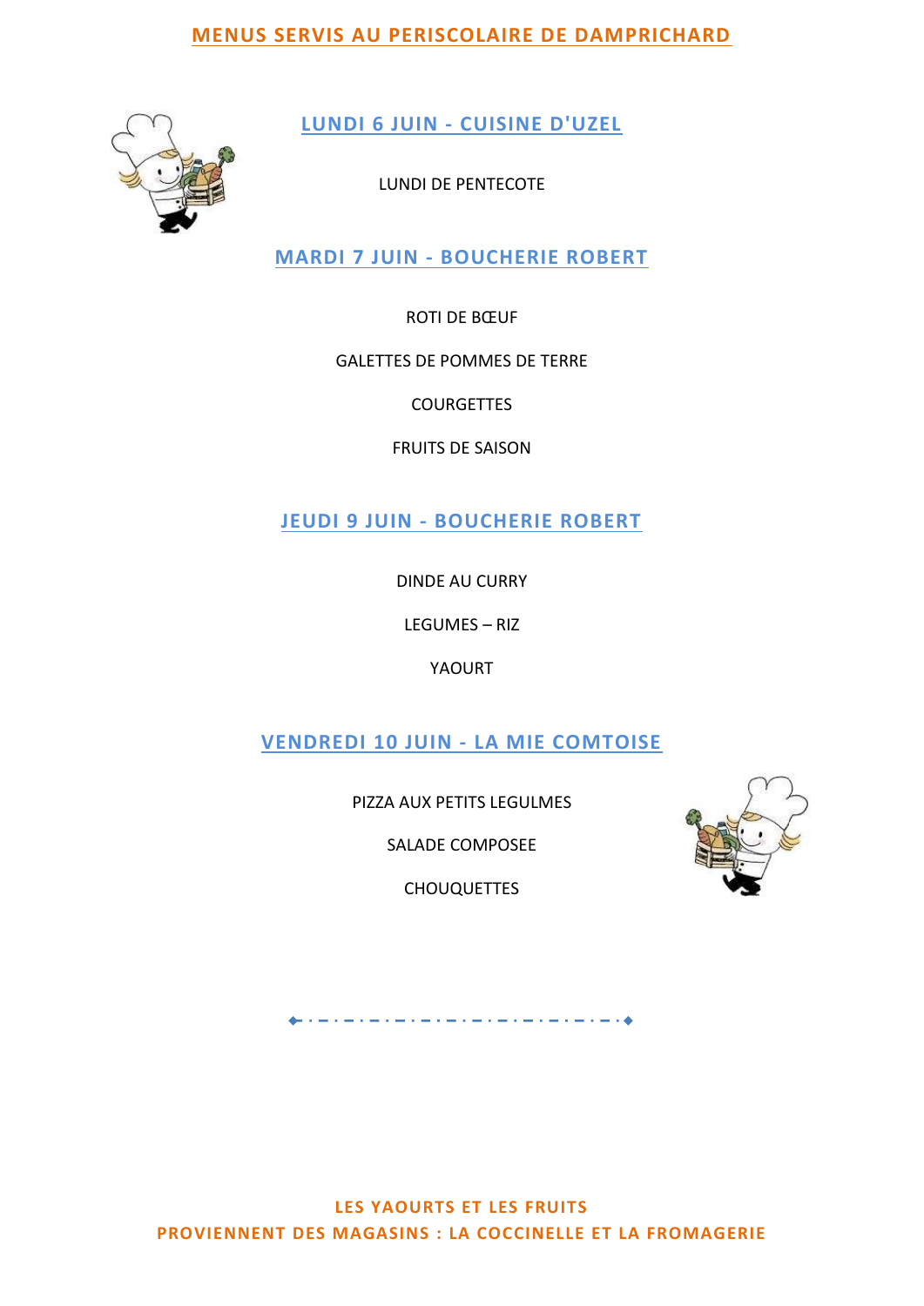# MENUS SERVIS AU PERISCOLAIRE DE DAMPRICHARD

## LUNDI 6 JUIN - CUISINE D'UZEL

LUNDI DE PENTECOTE

## MARDI 7 JUIN - BOUCHERIE ROBERT

ROTI DE BŒUF

GALETTES DE POMMES DE TERRE

COURGETTES

FRUITS DE SAISON

## JEUDI 9 JUIN - BOUCHERIE ROBERT

DINDE AU CURRY

LEGUMES – RIZ

YAOURT

## VENDREDI 10 JUIN - LA MIE COMTOISE

PIZZA AUX PETITS LEGULMES

SALADE COMPOSEE

CHOUQUETTES

**LES YAOURTS ET LES FRUITS**
**PROVIENNENT DES MAGASINS : LA COCCINELLE ET LA FROMAGERIE**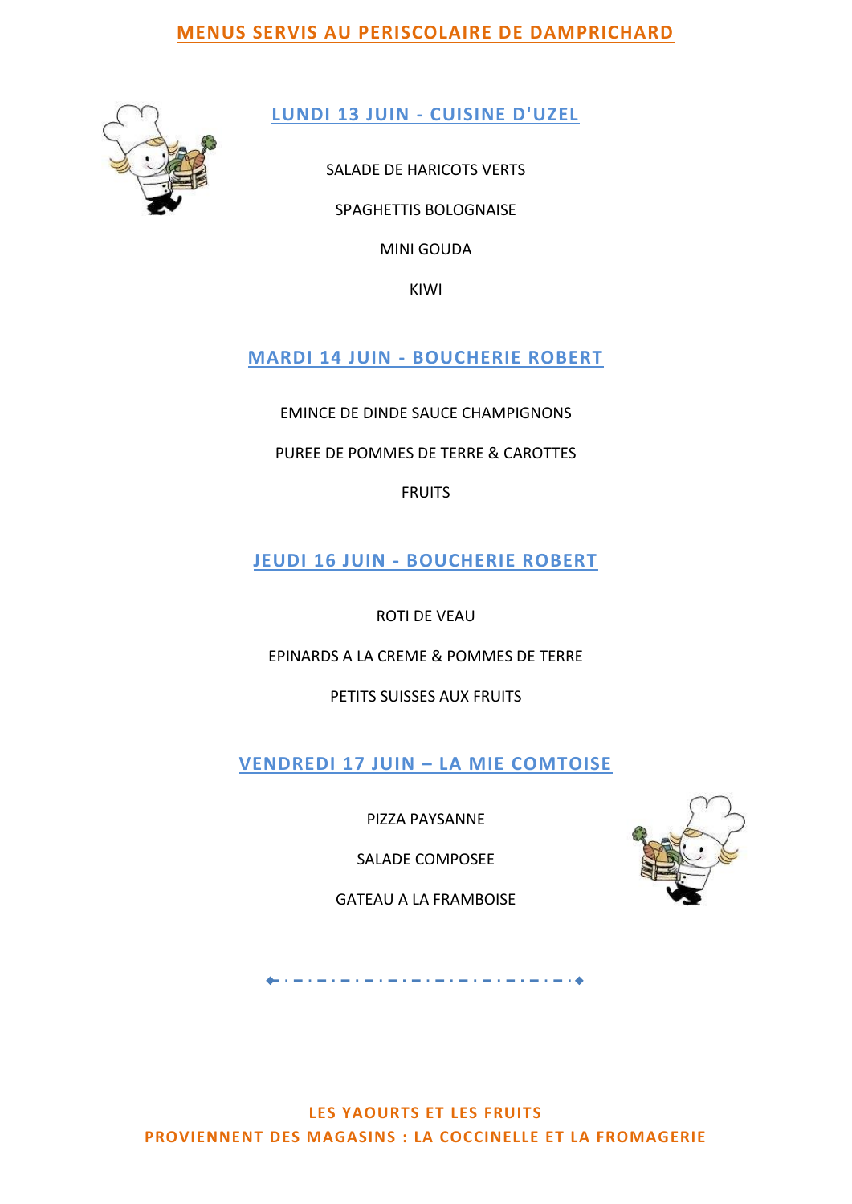# MENUS SERVIS AU PERISCOLAIRE DE DAMPRICHARD

## LUNDI 13 JUIN - CUISINE D'UZEL

SALADE DE HARICOTS VERTS

SPAGHETTIS BOLOGNAISE

MINI GOUDA

KIWI

## MARDI 14 JUIN - BOUCHERIE ROBERT

EMINCE DE DINDE SAUCE CHAMPIGNONS

PUREE DE POMMES DE TERRE & CAROTTES

FRUITS

## JEUDI 16 JUIN - BOUCHERIE ROBERT

ROTI DE VEAU

EPINARDS A LA CREME & POMMES DE TERRE

PETITS SUISSES AUX FRUITS

## VENDREDI 17 JUIN – LA MIE COMTOISE

PIZZA PAYSANNE

SALADE COMPOSEE

GATEAU A LA FRAMBOISE

---

**LES YAOURTS ET LES FRUITS**
**PROVIENNENT DES MAGASINS : LA COCCINELLE ET LA FROMAGERIE**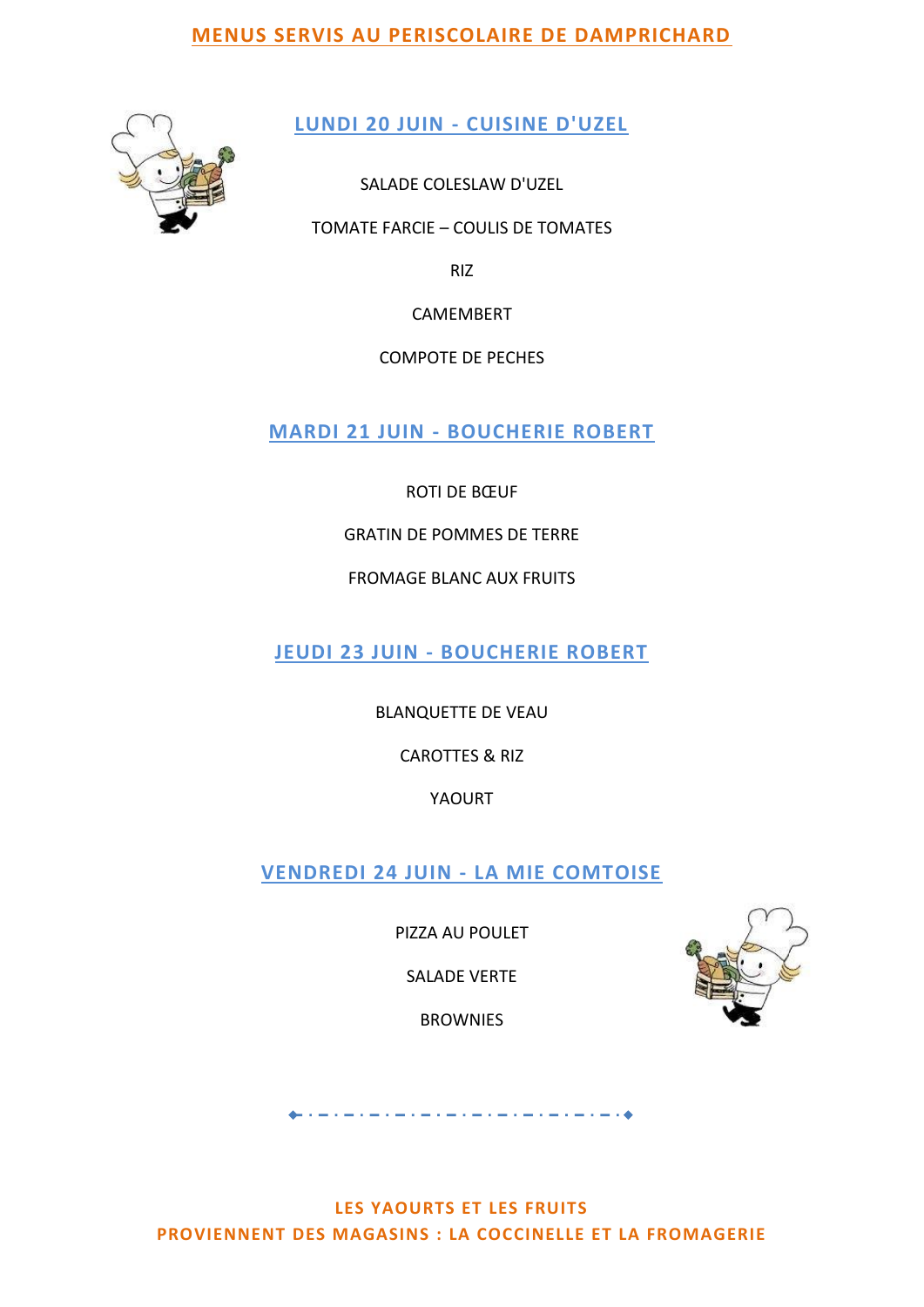# MENUS SERVIS AU PERISCOLAIRE DE DAMPRICHARD

## LUNDI 20 JUIN - CUISINE D'UZEL

SALADE COLESLAW D'UZEL

TOMATE FARCIE – COULIS DE TOMATES

RIZ

CAMEMBERT

COMPOTE DE PECHES

## MARDI 21 JUIN - BOUCHERIE ROBERT

ROTI DE BŒUF

GRATIN DE POMMES DE TERRE

FROMAGE BLANC AUX FRUITS

## JEUDI 23 JUIN - BOUCHERIE ROBERT

BLANQUETTE DE VEAU

CAROTTES & RIZ

YAOURT

## VENDREDI 24 JUIN - LA MIE COMTOISE

PIZZA AU POULET

SALADE VERTE

BROWNIES

---

**LES YAOURTS ET LES FRUITS**
**PROVIENNENT DES MAGASINS : LA COCCINELLE ET LA FROMAGERIE**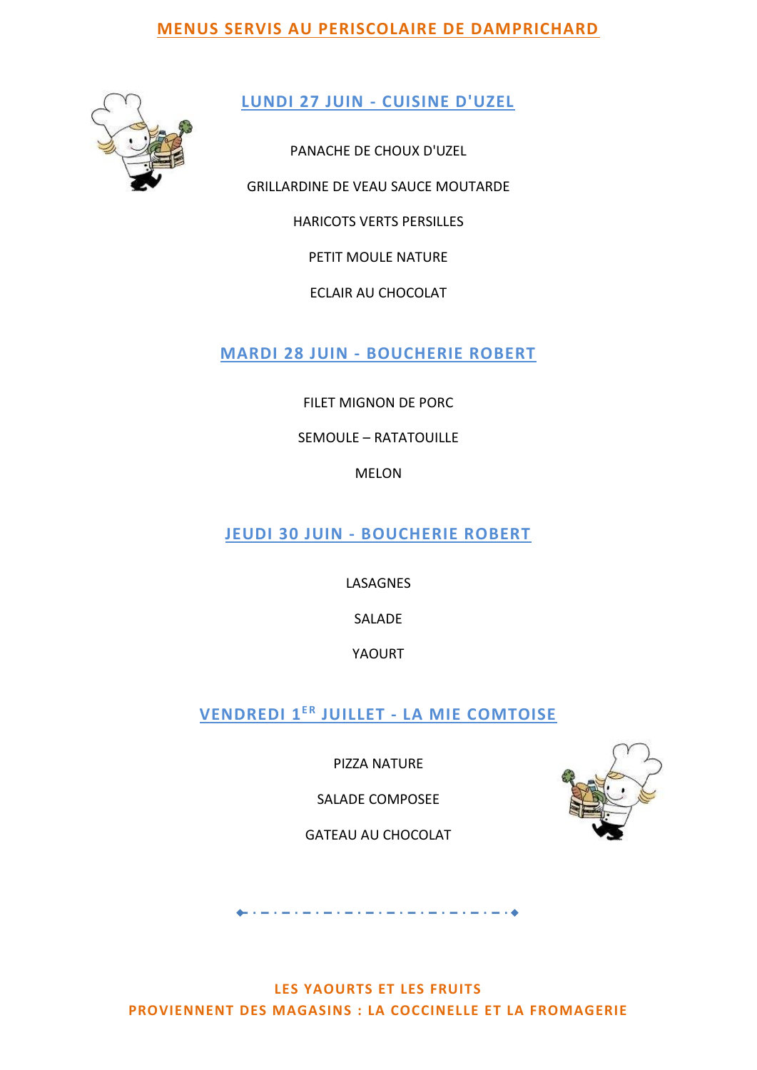# MENUS SERVIS AU PERISCOLAIRE DE DAMPRICHARD

## LUNDI 27 JUIN - CUISINE D'UZEL

PANACHE DE CHOUX D'UZEL

GRILLARDINE DE VEAU SAUCE MOUTARDE

HARICOTS VERTS PERSILLES

PETIT MOULE NATURE

ECLAIR AU CHOCOLAT

## MARDI 28 JUIN - BOUCHERIE ROBERT

FILET MIGNON DE PORC

SEMOULE – RATATOUILLE

MELON

## JEUDI 30 JUIN - BOUCHERIE ROBERT

LASAGNES

SALADE

YAOURT

## VENDREDI 1ER JUILLET - LA MIE COMTOISE

PIZZA NATURE

SALADE COMPOSEE

GATEAU AU CHOCOLAT

---

**LES YAOURTS ET LES FRUITS**
**PROVIENNENT DES MAGASINS : LA COCCINELLE ET LA FROMAGERIE**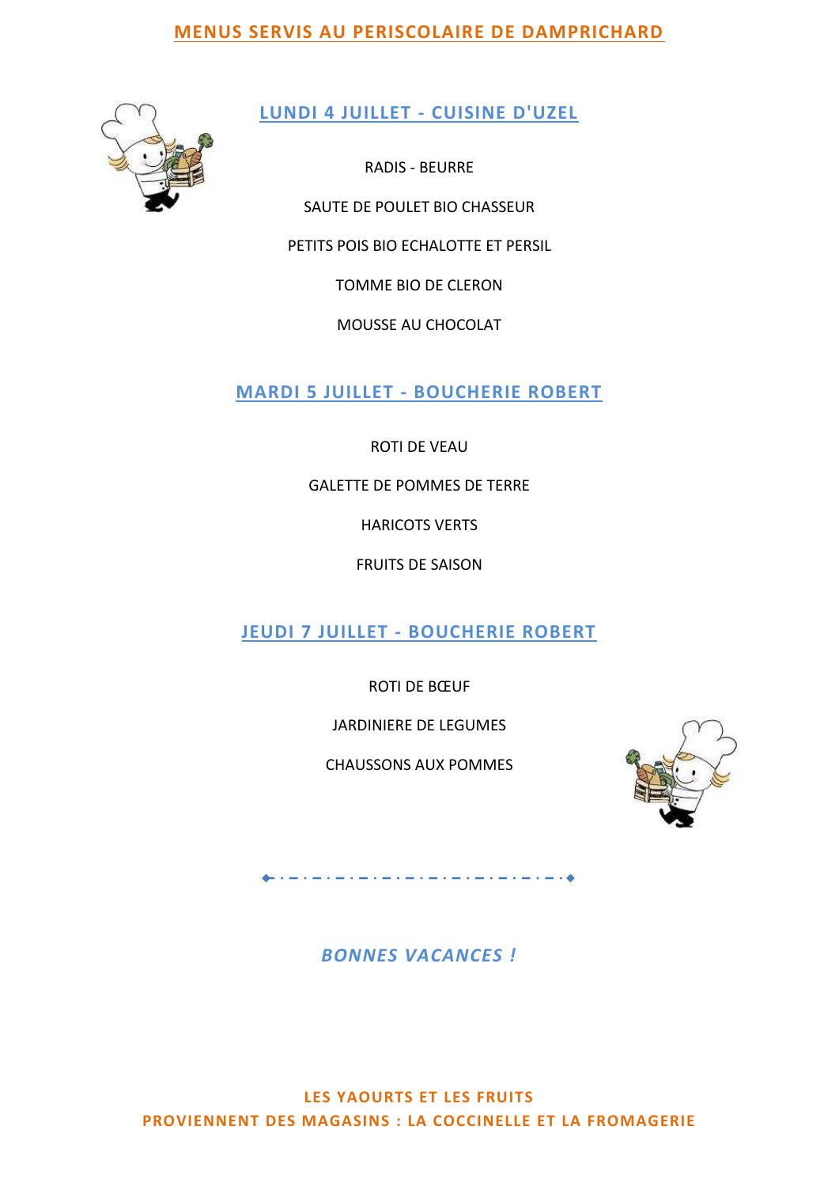# MENUS SERVIS AU PERISCOLAIRE DE DAMPRICHARD

## LUNDI 4 JUILLET - CUISINE D'UZEL

RADIS - BEURRE

SAUTE DE POULET BIO CHASSEUR

PETITS POIS BIO ECHALOTTE ET PERSIL

TOMME BIO DE CLERON

MOUSSE AU CHOCOLAT

## MARDI 5 JUILLET - BOUCHERIE ROBERT

ROTI DE VEAU

GALETTE DE POMMES DE TERRE

HARICOTS VERTS

FRUITS DE SAISON

## JEUDI 7 JUILLET - BOUCHERIE ROBERT

ROTI DE BŒUF

JARDINIERE DE LEGUMES

CHAUSSONS AUX POMMES

***BONNES VACANCES !***

**LES YAOURTS ET LES FRUITS**
**PROVIENNENT DES MAGASINS : LA COCCINELLE ET LA FROMAGERIE**